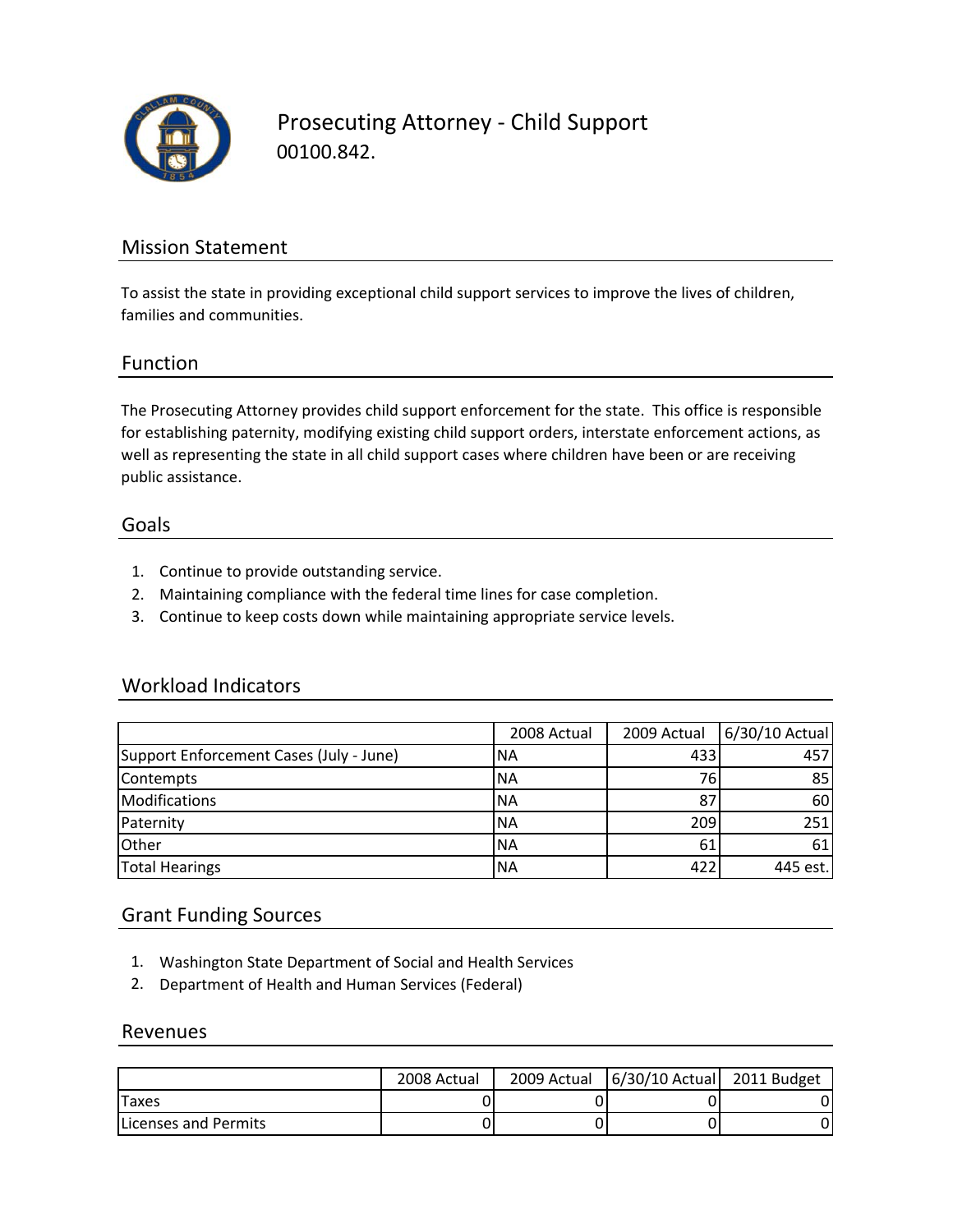# Prosecuting Attorney - Child Support

00100.842.

## Mission Statement

To assist the state in providing exceptional child support services to improve the lives of children, families and communities.

## Function

The Prosecuting Attorney provides child support enforcement for the state. This office is responsible for establishing paternity, modifying existing child support orders, interstate enforcement actions, as well as representing the state in all child support cases where children have been or are receiving public assistance.

## Goals

1. Continue to provide outstanding service.
2. Maintaining compliance with the federal time lines for case completion.
3. Continue to keep costs down while maintaining appropriate service levels.

## Workload Indicators

| | 2008 Actual | 2009 Actual | 6/30/10 Actual |
|---|---|---|---|
| Support Enforcement Cases (July - June) | NA | 433 | 457 |
| Contempts | NA | 76 | 85 |
| Modifications | NA | 87 | 60 |
| Paternity | NA | 209 | 251 |
| Other | NA | 61 | 61 |
| Total Hearings | NA | 422 | 445 est. |

## Grant Funding Sources

1. Washington State Department of Social and Health Services
2. Department of Health and Human Services (Federal)

## Revenues

| | 2008 Actual | 2009 Actual | 6/30/10 Actual | 2011 Budget |
|---|---|---|---|---|
| Taxes | 0 | 0 | 0 | 0 |
| Licenses and Permits | 0 | 0 | 0 | 0 |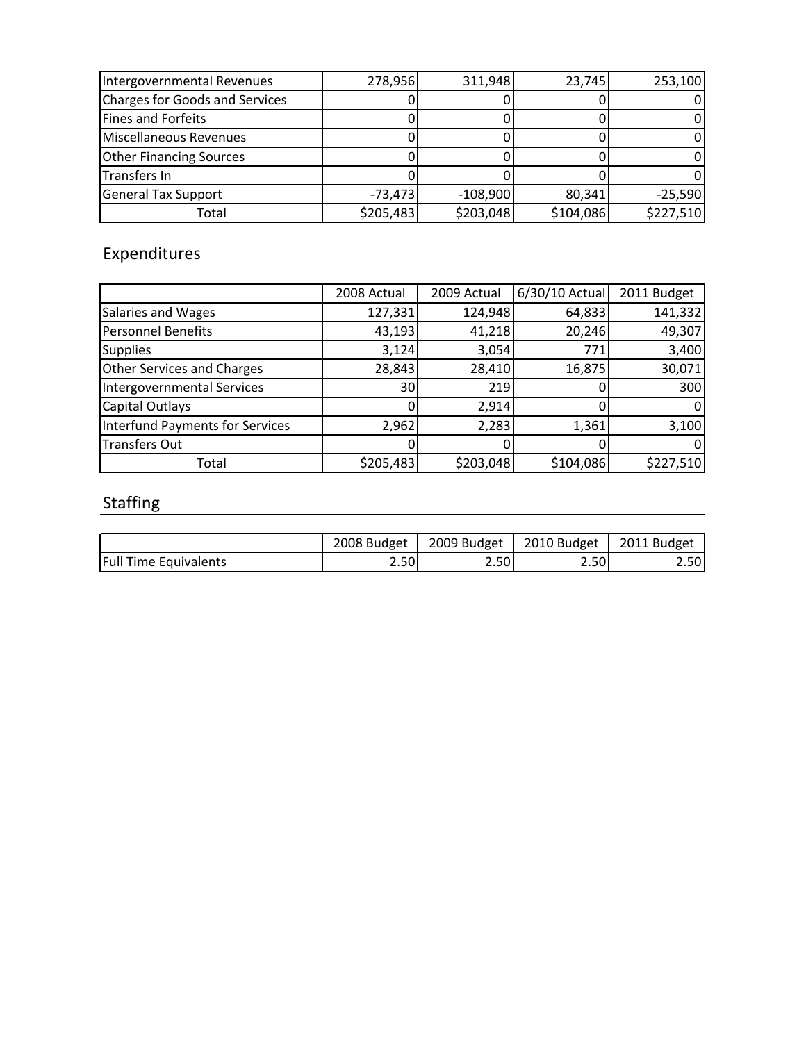| | | | | |
|---|---|---|---|---|
| Intergovernmental Revenues | 278,956 | 311,948 | 23,745 | 253,100 |
| Charges for Goods and Services | 0 | 0 | 0 | 0 |
| Fines and Forfeits | 0 | 0 | 0 | 0 |
| Miscellaneous Revenues | 0 | 0 | 0 | 0 |
| Other Financing Sources | 0 | 0 | 0 | 0 |
| Transfers In | 0 | 0 | 0 | 0 |
| General Tax Support | -73,473 | -108,900 | 80,341 | -25,590 |
| Total | $205,483 | $203,048 | $104,086 | $227,510 |

## Expenditures

| | 2008 Actual | 2009 Actual | 6/30/10 Actual | 2011 Budget |
|---|---|---|---|---|
| Salaries and Wages | 127,331 | 124,948 | 64,833 | 141,332 |
| Personnel Benefits | 43,193 | 41,218 | 20,246 | 49,307 |
| Supplies | 3,124 | 3,054 | 771 | 3,400 |
| Other Services and Charges | 28,843 | 28,410 | 16,875 | 30,071 |
| Intergovernmental Services | 30 | 219 | 0 | 300 |
| Capital Outlays | 0 | 2,914 | 0 | 0 |
| Interfund Payments for Services | 2,962 | 2,283 | 1,361 | 3,100 |
| Transfers Out | 0 | 0 | 0 | 0 |
| Total | $205,483 | $203,048 | $104,086 | $227,510 |

## Staffing

| | 2008 Budget | 2009 Budget | 2010 Budget | 2011 Budget |
|---|---|---|---|---|
| Full Time Equivalents | 2.50 | 2.50 | 2.50 | 2.50 |